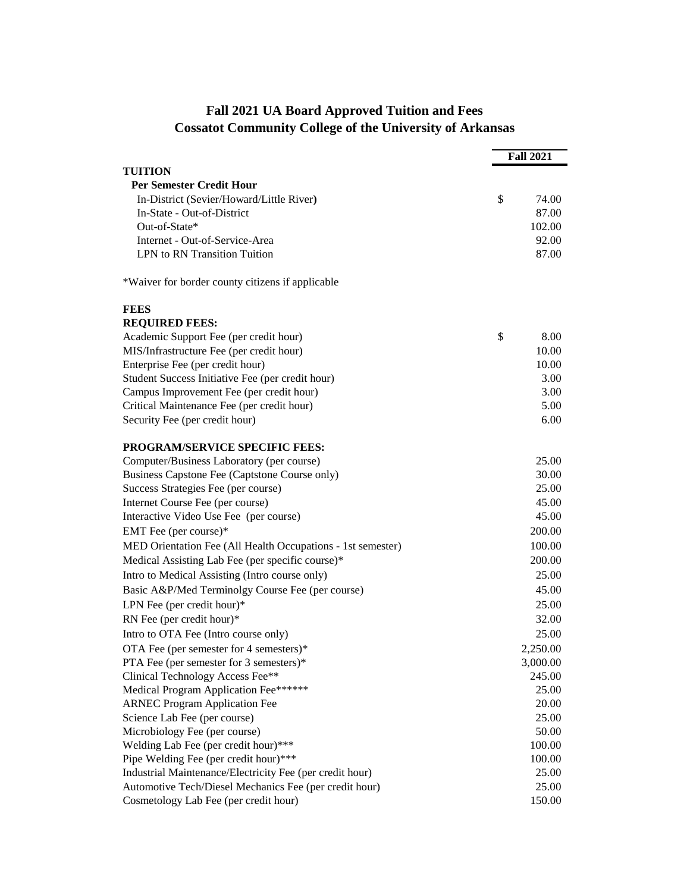# Fall 2021 UA Board Approved Tuition and Fees
## Cossatot Community College of the University of Arkansas

| | Fall 2021 |
|---|---|
| **TUITION** | |
| **Per Semester Credit Hour** | |
| In-District (Sevier/Howard/Little River) | $ 74.00 |
| In-State - Out-of-District | 87.00 |
| Out-of-State* | 102.00 |
| Internet - Out-of-Service-Area | 92.00 |
| LPN to RN Transition Tuition | 87.00 |

*Waiver for border county citizens if applicable

| | |
|---|---|
| **FEES** | |
| **REQUIRED FEES:** | |
| Academic Support Fee (per credit hour) | $ 8.00 |
| MIS/Infrastructure Fee (per credit hour) | 10.00 |
| Enterprise Fee (per credit hour) | 10.00 |
| Student Success Initiative Fee (per credit hour) | 3.00 |
| Campus Improvement Fee (per credit hour) | 3.00 |
| Critical Maintenance Fee (per credit hour) | 5.00 |
| Security Fee (per credit hour) | 6.00 |
| **PROGRAM/SERVICE SPECIFIC FEES:** | |
| Computer/Business Laboratory (per course) | 25.00 |
| Business Capstone Fee (Captstone Course only) | 30.00 |
| Success Strategies Fee (per course) | 25.00 |
| Internet Course Fee (per course) | 45.00 |
| Interactive Video Use Fee (per course) | 45.00 |
| EMT Fee (per course)* | 200.00 |
| MED Orientation Fee (All Health Occupations - 1st semester) | 100.00 |
| Medical Assisting Lab Fee (per specific course)* | 200.00 |
| Intro to Medical Assisting (Intro course only) | 25.00 |
| Basic A&P/Med Terminolgy Course Fee (per course) | 45.00 |
| LPN Fee (per credit hour)* | 25.00 |
| RN Fee (per credit hour)* | 32.00 |
| Intro to OTA Fee (Intro course only) | 25.00 |
| OTA Fee (per semester for 4 semesters)* | 2,250.00 |
| PTA Fee (per semester for 3 semesters)* | 3,000.00 |
| Clinical Technology Access Fee** | 245.00 |
| Medical Program Application Fee****** | 25.00 |
| ARNEC Program Application Fee | 20.00 |
| Science Lab Fee (per course) | 25.00 |
| Microbiology Fee (per course) | 50.00 |
| Welding Lab Fee (per credit hour)*** | 100.00 |
| Pipe Welding Fee (per credit hour)*** | 100.00 |
| Industrial Maintenance/Electricity Fee (per credit hour) | 25.00 |
| Automotive Tech/Diesel Mechanics Fee (per credit hour) | 25.00 |
| Cosmetology Lab Fee (per credit hour) | 150.00 |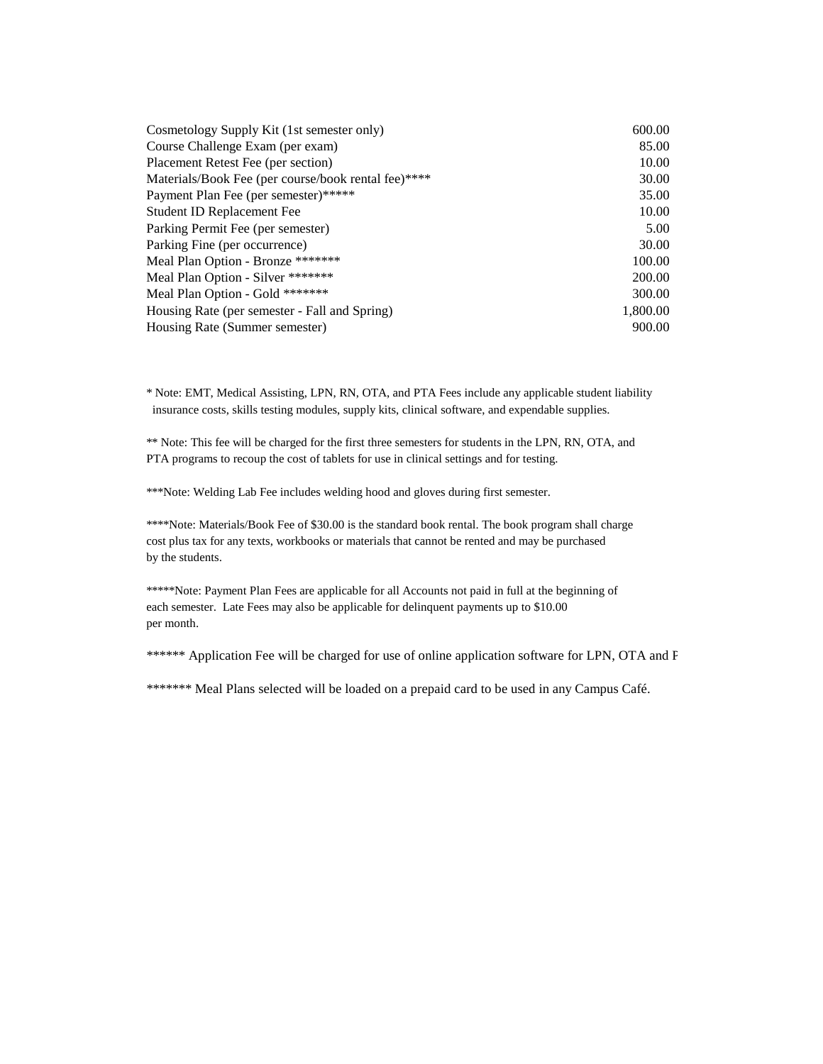| | |
|---|---|
| Cosmetology Supply Kit (1st semester only) | 600.00 |
| Course Challenge Exam (per exam) | 85.00 |
| Placement Retest Fee (per section) | 10.00 |
| Materials/Book Fee (per course/book rental fee)**** | 30.00 |
| Payment Plan Fee (per semester)***** | 35.00 |
| Student ID Replacement Fee | 10.00 |
| Parking Permit Fee (per semester) | 5.00 |
| Parking Fine (per occurrence) | 30.00 |
| Meal Plan Option - Bronze ******* | 100.00 |
| Meal Plan Option - Silver ******* | 200.00 |
| Meal Plan Option - Gold ******* | 300.00 |
| Housing Rate (per semester - Fall and Spring) | 1,800.00 |
| Housing Rate (Summer semester) | 900.00 |

* Note: EMT, Medical Assisting, LPN, RN, OTA, and PTA Fees include any applicable student liability insurance costs, skills testing modules, supply kits, clinical software, and expendable supplies.

** Note: This fee will be charged for the first three semesters for students in the LPN, RN, OTA, and PTA programs to recoup the cost of tablets for use in clinical settings and for testing.

***Note: Welding Lab Fee includes welding hood and gloves during first semester.

****Note: Materials/Book Fee of $30.00 is the standard book rental. The book program shall charge cost plus tax for any texts, workbooks or materials that cannot be rented and may be purchased by the students.

*****Note: Payment Plan Fees are applicable for all Accounts not paid in full at the beginning of each semester. Late Fees may also be applicable for delinquent payments up to $10.00 per month.

****** Application Fee will be charged for use of online application software for LPN, OTA and F

******* Meal Plans selected will be loaded on a prepaid card to be used in any Campus Café.